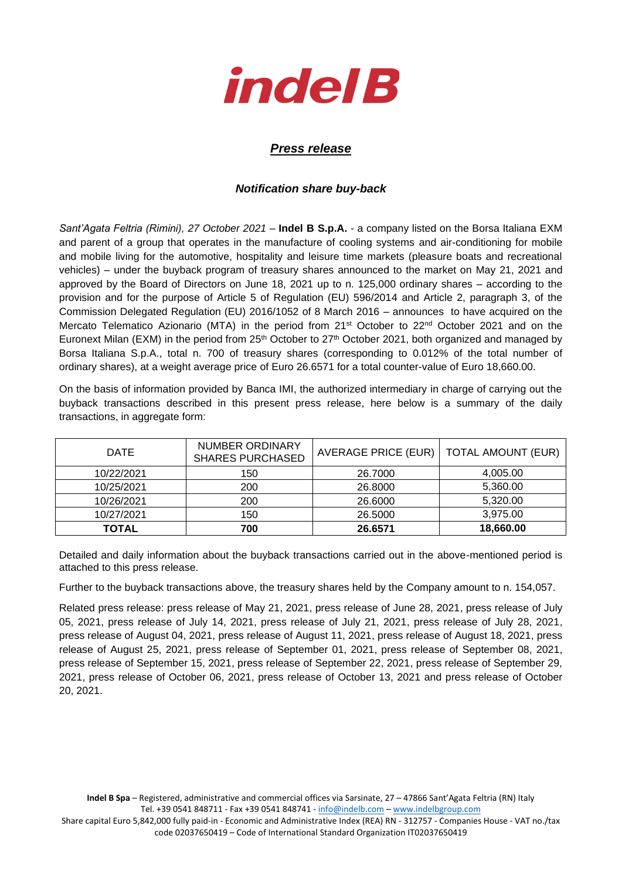**indelB**

## *Press release*

### *Notification share buy-back*

*Sant'Agata Feltria (Rimini), 27 October 2021* – **Indel B S.p.A.** - a company listed on the Borsa Italiana EXM and parent of a group that operates in the manufacture of cooling systems and air-conditioning for mobile and mobile living for the automotive, hospitality and leisure time markets (pleasure boats and recreational vehicles) – under the buyback program of treasury shares announced to the market on May 21, 2021 and approved by the Board of Directors on June 18, 2021 up to n. 125,000 ordinary shares – according to the provision and for the purpose of Article 5 of Regulation (EU) 596/2014 and Article 2, paragraph 3, of the Commission Delegated Regulation (EU) 2016/1052 of 8 March 2016 – announces to have acquired on the Mercato Telematico Azionario (MTA) in the period from 21st October to 22nd October 2021 and on the Euronext Milan (EXM) in the period from 25th October to 27th October 2021, both organized and managed by Borsa Italiana S.p.A., total n. 700 of treasury shares (corresponding to 0.012% of the total number of ordinary shares), at a weight average price of Euro 26.6571 for a total counter-value of Euro 18,660.00.

On the basis of information provided by Banca IMI, the authorized intermediary in charge of carrying out the buyback transactions described in this present press release, here below is a summary of the daily transactions, in aggregate form:

| DATE | NUMBER ORDINARY SHARES PURCHASED | AVERAGE PRICE (EUR) | TOTAL AMOUNT (EUR) |
|---|---|---|---|
| 10/22/2021 | 150 | 26.7000 | 4,005.00 |
| 10/25/2021 | 200 | 26.8000 | 5,360.00 |
| 10/26/2021 | 200 | 26.6000 | 5,320.00 |
| 10/27/2021 | 150 | 26.5000 | 3,975.00 |
| **TOTAL** | **700** | **26.6571** | **18,660.00** |

Detailed and daily information about the buyback transactions carried out in the above-mentioned period is attached to this press release.

Further to the buyback transactions above, the treasury shares held by the Company amount to n. 154,057.

Related press release: press release of May 21, 2021, press release of June 28, 2021, press release of July 05, 2021, press release of July 14, 2021, press release of July 21, 2021, press release of July 28, 2021, press release of August 04, 2021, press release of August 11, 2021, press release of August 18, 2021, press release of August 25, 2021, press release of September 01, 2021, press release of September 08, 2021, press release of September 15, 2021, press release of September 22, 2021, press release of September 29, 2021, press release of October 06, 2021, press release of October 13, 2021 and press release of October 20, 2021.

**Indel B Spa** – Registered, administrative and commercial offices via Sarsinate, 27 – 47866 Sant'Agata Feltria (RN) Italy
Tel. +39 0541 848711 - Fax +39 0541 848741 - info@indelb.com – www.indelbgroup.com
Share capital Euro 5,842,000 fully paid-in - Economic and Administrative Index (REA) RN - 312757 - Companies House - VAT no./tax code 02037650419 – Code of International Standard Organization IT02037650419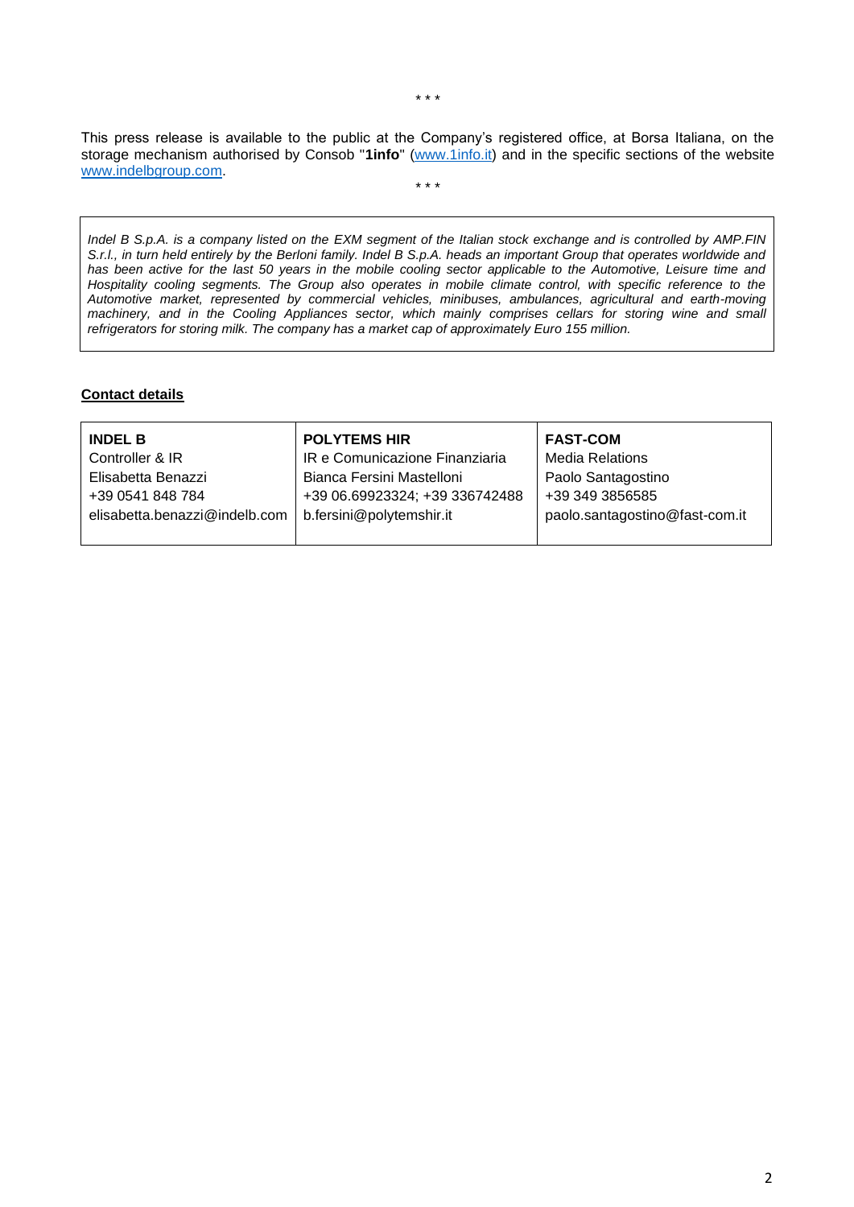\* \* \*

This press release is available to the public at the Company's registered office, at Borsa Italiana, on the storage mechanism authorised by Consob "**1info**" (www.1info.it) and in the specific sections of the website www.indelbgroup.com.

\* \* \*

*Indel B S.p.A. is a company listed on the EXM segment of the Italian stock exchange and is controlled by AMP.FIN S.r.l., in turn held entirely by the Berloni family. Indel B S.p.A. heads an important Group that operates worldwide and has been active for the last 50 years in the mobile cooling sector applicable to the Automotive, Leisure time and Hospitality cooling segments. The Group also operates in mobile climate control, with specific reference to the Automotive market, represented by commercial vehicles, minibuses, ambulances, agricultural and earth-moving machinery, and in the Cooling Appliances sector, which mainly comprises cellars for storing wine and small refrigerators for storing milk. The company has a market cap of approximately Euro 155 million.*

**Contact details**

| **INDEL B** | **POLYTEMS HIR** | **FAST-COM** |
|---|---|---|
| Controller & IR | IR e Comunicazione Finanziaria | Media Relations |
| Elisabetta Benazzi | Bianca Fersini Mastelloni | Paolo Santagostino |
| +39 0541 848 784 | +39 06.69923324; +39 336742488 | +39 349 3856585 |
| elisabetta.benazzi@indelb.com | b.fersini@polytemshir.it | paolo.santagostino@fast-com.it |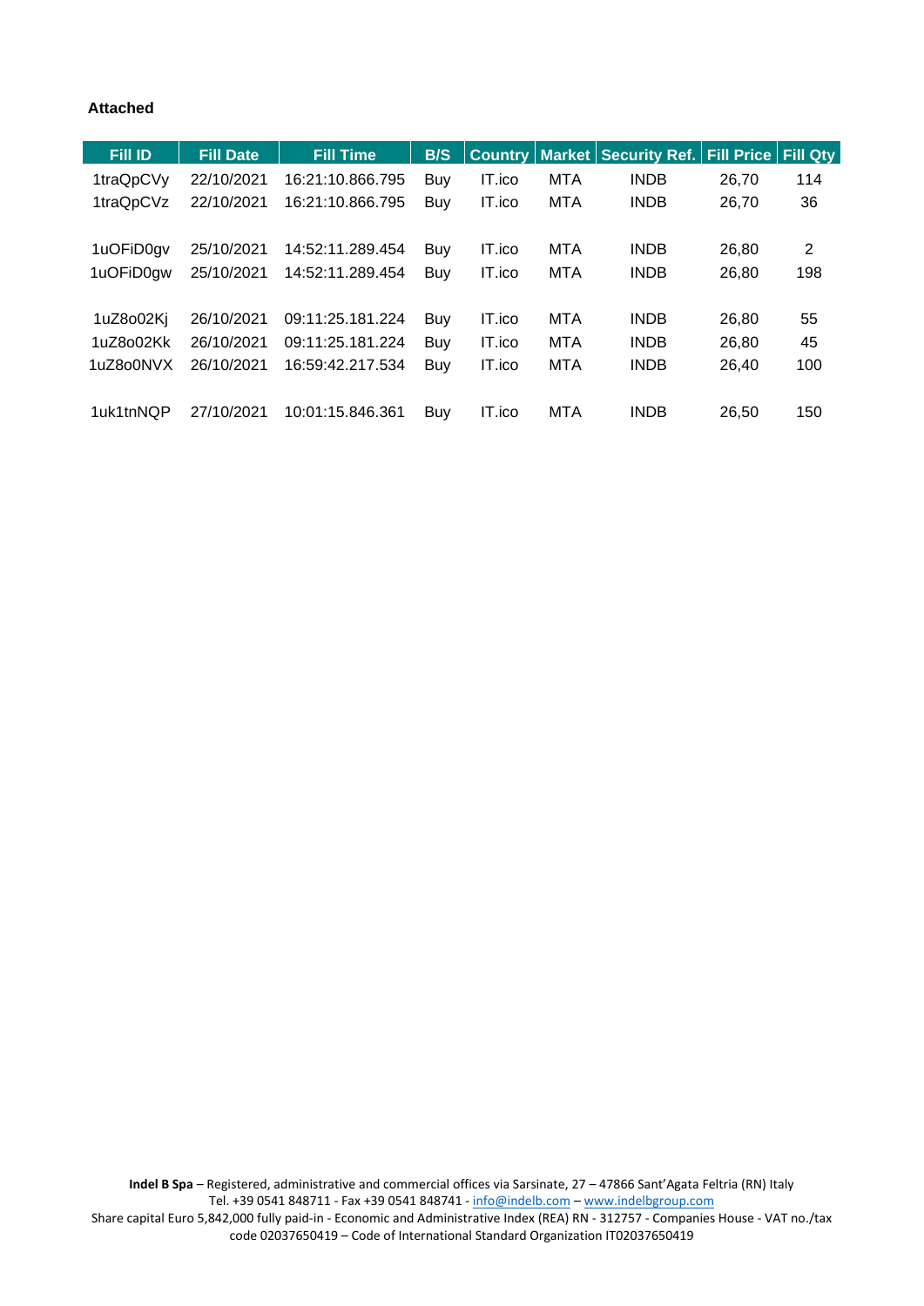**Attached**

| Fill ID | Fill Date | Fill Time | B/S | Country | Market | Security Ref. | Fill Price | Fill Qty |
|---|---|---|---|---|---|---|---|---|
| 1traQpCVy | 22/10/2021 | 16:21:10.866.795 | Buy | IT.ico | MTA | INDB | 26,70 | 114 |
| 1traQpCVz | 22/10/2021 | 16:21:10.866.795 | Buy | IT.ico | MTA | INDB | 26,70 | 36 |
| 1uOFiD0gv | 25/10/2021 | 14:52:11.289.454 | Buy | IT.ico | MTA | INDB | 26,80 | 2 |
| 1uOFiD0gw | 25/10/2021 | 14:52:11.289.454 | Buy | IT.ico | MTA | INDB | 26,80 | 198 |
| 1uZ8o02Kj | 26/10/2021 | 09:11:25.181.224 | Buy | IT.ico | MTA | INDB | 26,80 | 55 |
| 1uZ8o02Kk | 26/10/2021 | 09:11:25.181.224 | Buy | IT.ico | MTA | INDB | 26,80 | 45 |
| 1uZ8o0NVX | 26/10/2021 | 16:59:42.217.534 | Buy | IT.ico | MTA | INDB | 26,40 | 100 |
| 1uk1tnNQP | 27/10/2021 | 10:01:15.846.361 | Buy | IT.ico | MTA | INDB | 26,50 | 150 |

**Indel B Spa** – Registered, administrative and commercial offices via Sarsinate, 27 – 47866 Sant'Agata Feltria (RN) Italy
Tel. +39 0541 848711 - Fax +39 0541 848741 - info@indelb.com – www.indelbgroup.com
Share capital Euro 5,842,000 fully paid-in - Economic and Administrative Index (REA) RN - 312757 - Companies House - VAT no./tax code 02037650419 – Code of International Standard Organization IT02037650419